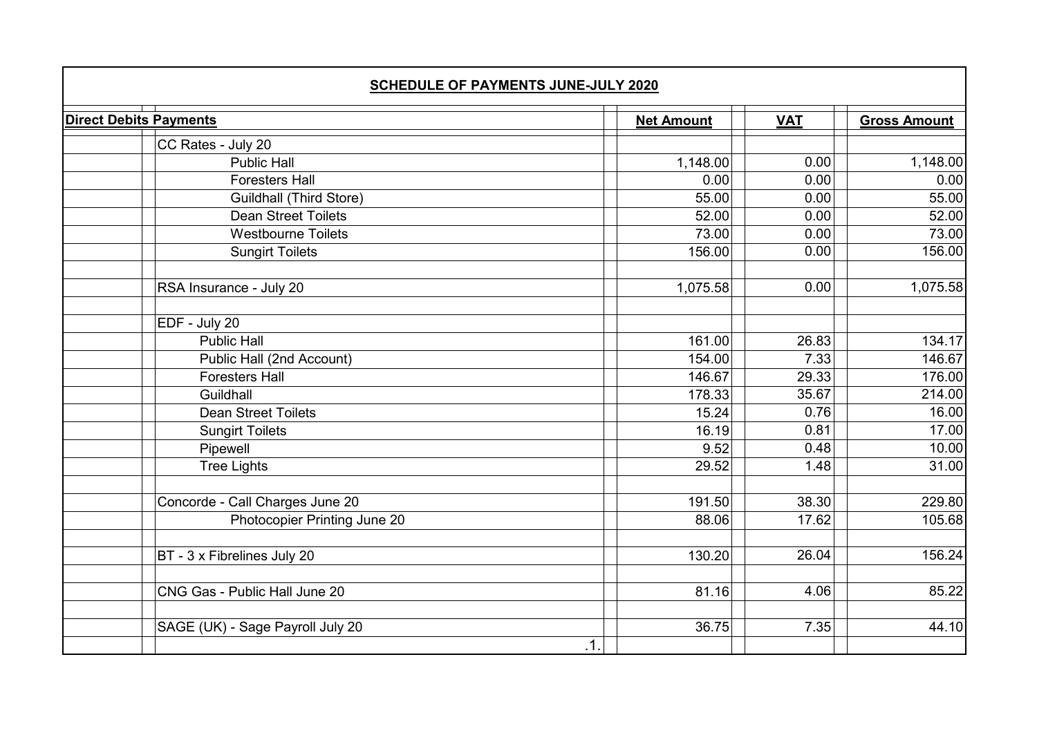## SCHEDULE OF PAYMENTS JUNE-JULY 2020

| Direct Debits Payments | | Net Amount | VAT | Gross Amount |
|---|---|---|---|---|
| | CC Rates - July 20 | | | |
| | Public Hall | 1,148.00 | 0.00 | 1,148.00 |
| | Foresters Hall | 0.00 | 0.00 | 0.00 |
| | Guildhall (Third Store) | 55.00 | 0.00 | 55.00 |
| | Dean Street Toilets | 52.00 | 0.00 | 52.00 |
| | Westbourne Toilets | 73.00 | 0.00 | 73.00 |
| | Sungirt Toilets | 156.00 | 0.00 | 156.00 |
| | | | | |
| | RSA Insurance - July 20 | 1,075.58 | 0.00 | 1,075.58 |
| | | | | |
| | EDF - July 20 | | | |
| | Public Hall | 161.00 | 26.83 | 134.17 |
| | Public Hall (2nd Account) | 154.00 | 7.33 | 146.67 |
| | Foresters Hall | 146.67 | 29.33 | 176.00 |
| | Guildhall | 178.33 | 35.67 | 214.00 |
| | Dean Street Toilets | 15.24 | 0.76 | 16.00 |
| | Sungirt Toilets | 16.19 | 0.81 | 17.00 |
| | Pipewell | 9.52 | 0.48 | 10.00 |
| | Tree Lights | 29.52 | 1.48 | 31.00 |
| | | | | |
| | Concorde - Call Charges June 20 | 191.50 | 38.30 | 229.80 |
| | Photocopier Printing June 20 | 88.06 | 17.62 | 105.68 |
| | | | | |
| | BT - 3 x Fibrelines July 20 | 130.20 | 26.04 | 156.24 |
| | | | | |
| | CNG Gas - Public Hall June 20 | 81.16 | 4.06 | 85.22 |
| | | | | |
| | SAGE (UK) - Sage Payroll July 20 | 36.75 | 7.35 | 44.10 |
| | .1. | | | |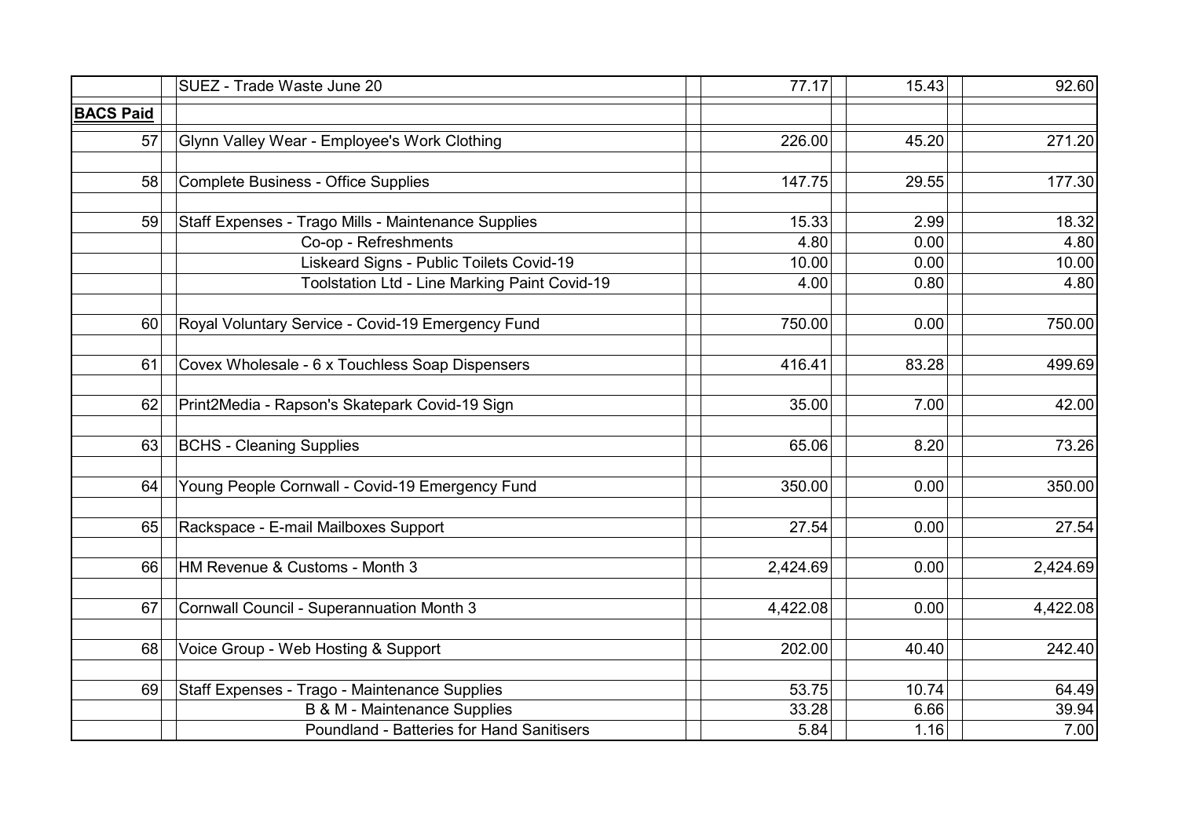| | | | | |
|---|---|---|---|---|
| | SUEZ - Trade Waste June 20 | 77.17 | 15.43 | 92.60 |
| **BACS Paid** | | | | |
| 57 | Glynn Valley Wear - Employee's Work Clothing | 226.00 | 45.20 | 271.20 |
| 58 | Complete Business - Office Supplies | 147.75 | 29.55 | 177.30 |
| 59 | Staff Expenses - Trago Mills - Maintenance Supplies | 15.33 | 2.99 | 18.32 |
| | Co-op - Refreshments | 4.80 | 0.00 | 4.80 |
| | Liskeard Signs - Public Toilets Covid-19 | 10.00 | 0.00 | 10.00 |
| | Toolstation Ltd - Line Marking Paint Covid-19 | 4.00 | 0.80 | 4.80 |
| 60 | Royal Voluntary Service - Covid-19 Emergency Fund | 750.00 | 0.00 | 750.00 |
| 61 | Covex Wholesale - 6 x Touchless Soap Dispensers | 416.41 | 83.28 | 499.69 |
| 62 | Print2Media - Rapson's Skatepark Covid-19 Sign | 35.00 | 7.00 | 42.00 |
| 63 | BCHS - Cleaning Supplies | 65.06 | 8.20 | 73.26 |
| 64 | Young People Cornwall - Covid-19 Emergency Fund | 350.00 | 0.00 | 350.00 |
| 65 | Rackspace - E-mail Mailboxes Support | 27.54 | 0.00 | 27.54 |
| 66 | HM Revenue & Customs - Month 3 | 2,424.69 | 0.00 | 2,424.69 |
| 67 | Cornwall Council - Superannuation Month 3 | 4,422.08 | 0.00 | 4,422.08 |
| 68 | Voice Group - Web Hosting & Support | 202.00 | 40.40 | 242.40 |
| 69 | Staff Expenses - Trago - Maintenance Supplies | 53.75 | 10.74 | 64.49 |
| | B & M - Maintenance Supplies | 33.28 | 6.66 | 39.94 |
| | Poundland - Batteries for Hand Sanitisers | 5.84 | 1.16 | 7.00 |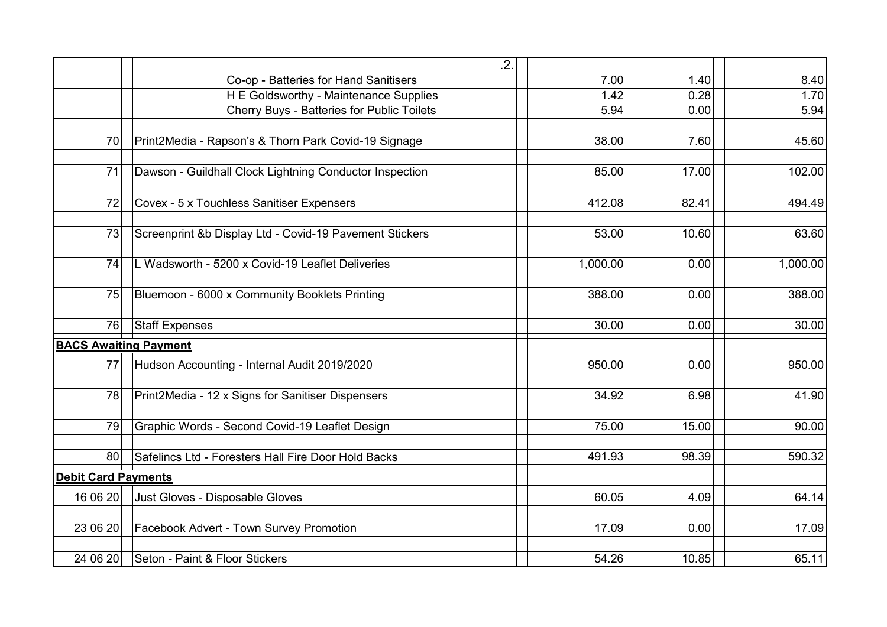| | | | | |
|---|---|---|---|---|
| | .2. | | | |
| | Co-op - Batteries for Hand Sanitisers | 7.00 | 1.40 | 8.40 |
| | H E Goldsworthy - Maintenance Supplies | 1.42 | 0.28 | 1.70 |
| | Cherry Buys - Batteries for Public Toilets | 5.94 | 0.00 | 5.94 |
| 70 | Print2Media - Rapson's & Thorn Park Covid-19 Signage | 38.00 | 7.60 | 45.60 |
| 71 | Dawson - Guildhall Clock Lightning Conductor Inspection | 85.00 | 17.00 | 102.00 |
| 72 | Covex - 5 x Touchless Sanitiser Expensers | 412.08 | 82.41 | 494.49 |
| 73 | Screenprint &b Display Ltd - Covid-19 Pavement Stickers | 53.00 | 10.60 | 63.60 |
| 74 | L Wadsworth - 5200 x Covid-19 Leaflet Deliveries | 1,000.00 | 0.00 | 1,000.00 |
| 75 | Bluemoon - 6000 x Community Booklets Printing | 388.00 | 0.00 | 388.00 |
| 76 | Staff Expenses | 30.00 | 0.00 | 30.00 |
| **BACS Awaiting Payment** | | | | |
| 77 | Hudson Accounting - Internal Audit 2019/2020 | 950.00 | 0.00 | 950.00 |
| 78 | Print2Media - 12 x Signs for Sanitiser Dispensers | 34.92 | 6.98 | 41.90 |
| 79 | Graphic Words - Second Covid-19 Leaflet Design | 75.00 | 15.00 | 90.00 |
| 80 | Safelincs Ltd - Foresters Hall Fire Door Hold Backs | 491.93 | 98.39 | 590.32 |
| **Debit Card Payments** | | | | |
| 16 06 20 | Just Gloves - Disposable Gloves | 60.05 | 4.09 | 64.14 |
| 23 06 20 | Facebook Advert - Town Survey Promotion | 17.09 | 0.00 | 17.09 |
| 24 06 20 | Seton - Paint & Floor Stickers | 54.26 | 10.85 | 65.11 |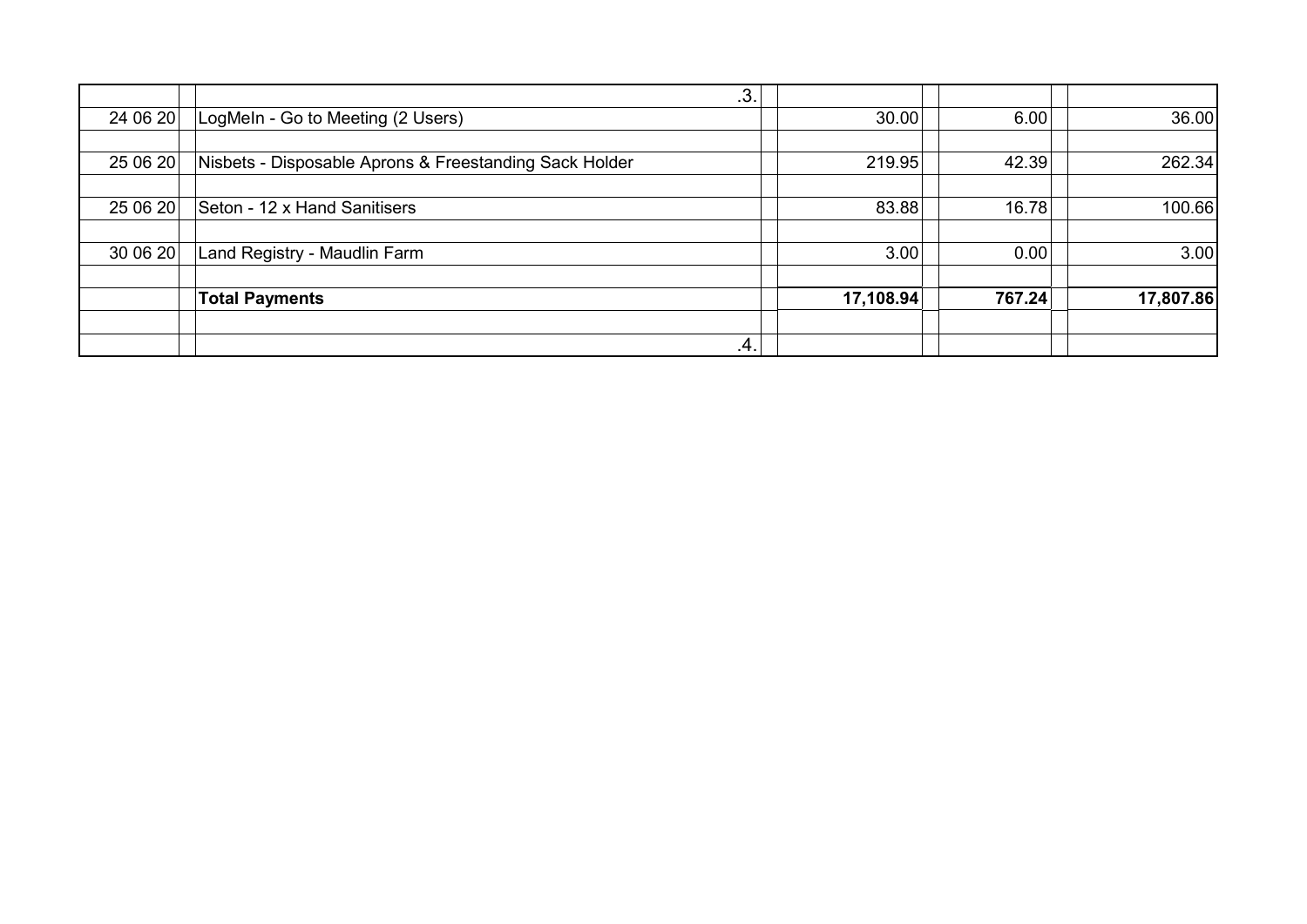| | | | | |
|---|---|---|---|---|
| | .3. | | | |
| 24 06 20 | LogMeIn - Go to Meeting (2 Users) | 30.00 | 6.00 | 36.00 |
| 25 06 20 | Nisbets - Disposable Aprons & Freestanding Sack Holder | 219.95 | 42.39 | 262.34 |
| 25 06 20 | Seton - 12 x Hand Sanitisers | 83.88 | 16.78 | 100.66 |
| 30 06 20 | Land Registry - Maudlin Farm | 3.00 | 0.00 | 3.00 |
| | **Total Payments** | **17,108.94** | **767.24** | **17,807.86** |
| | .4. | | | |